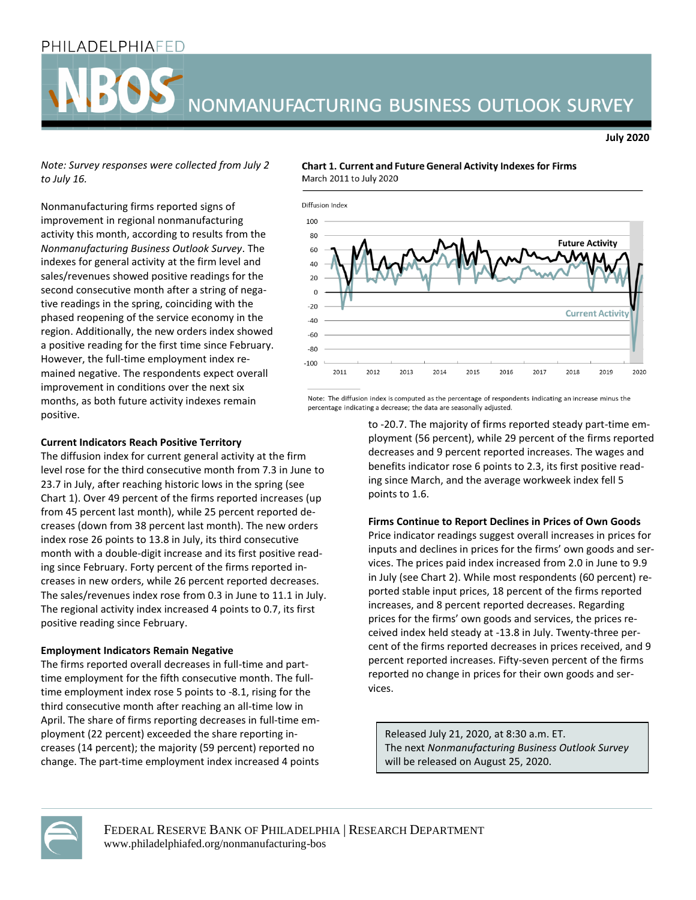# NBOS — NONMANUFACTURING BUSINESS OUTLOOK SURVEY

**July 2020**

*Note: Survey responses were collected from July 2 to July 16.*

Nonmanufacturing firms reported signs of improvement in regional nonmanufacturing activity this month, according to results from the *Nonmanufacturing Business Outlook Survey*. The indexes for general activity at the firm level and sales/revenues showed positive readings for the second consecutive month after a string of negative readings in the spring, coinciding with the phased reopening of the service economy in the region. Additionally, the new orders index showed a positive reading for the first time since February. However, the full-time employment index remained negative. The respondents expect overall improvement in conditions over the next six months, as both future activity indexes remain positive.

**Chart 1. Current and Future General Activity Indexes for Firms**
March 2011 to July 2020

Note: The diffusion index is computed as the percentage of respondents indicating an increase minus the percentage indicating a decrease; the data are seasonally adjusted.

### Current Indicators Reach Positive Territory

The diffusion index for current general activity at the firm level rose for the third consecutive month from 7.3 in June to 23.7 in July, after reaching historic lows in the spring (see Chart 1). Over 49 percent of the firms reported increases (up from 45 percent last month), while 25 percent reported decreases (down from 38 percent last month). The new orders index rose 26 points to 13.8 in July, its third consecutive month with a double-digit increase and its first positive reading since February. Forty percent of the firms reported increases in new orders, while 26 percent reported decreases. The sales/revenues index rose from 0.3 in June to 11.1 in July. The regional activity index increased 4 points to 0.7, its first positive reading since February.

### Employment Indicators Remain Negative

The firms reported overall decreases in full-time and part-time employment for the fifth consecutive month. The full-time employment index rose 5 points to -8.1, rising for the third consecutive month after reaching an all-time low in April. The share of firms reporting decreases in full-time employment (22 percent) exceeded the share reporting increases (14 percent); the majority (59 percent) reported no change. The part-time employment index increased 4 points to -20.7. The majority of firms reported steady part-time employment (56 percent), while 29 percent of the firms reported decreases and 9 percent reported increases. The wages and benefits indicator rose 6 points to 2.3, its first positive reading since March, and the average workweek index fell 5 points to 1.6.

### Firms Continue to Report Declines in Prices of Own Goods

Price indicator readings suggest overall increases in prices for inputs and declines in prices for the firms' own goods and services. The prices paid index increased from 2.0 in June to 9.9 in July (see Chart 2). While most respondents (60 percent) reported stable input prices, 18 percent of the firms reported increases, and 8 percent reported decreases. Regarding prices for the firms' own goods and services, the prices received index held steady at -13.8 in July. Twenty-three percent of the firms reported decreases in prices received, and 9 percent reported increases. Fifty-seven percent of the firms reported no change in prices for their own goods and services.

Released July 21, 2020, at 8:30 a.m. ET.
The next *Nonmanufacturing Business Outlook Survey* will be released on August 25, 2020.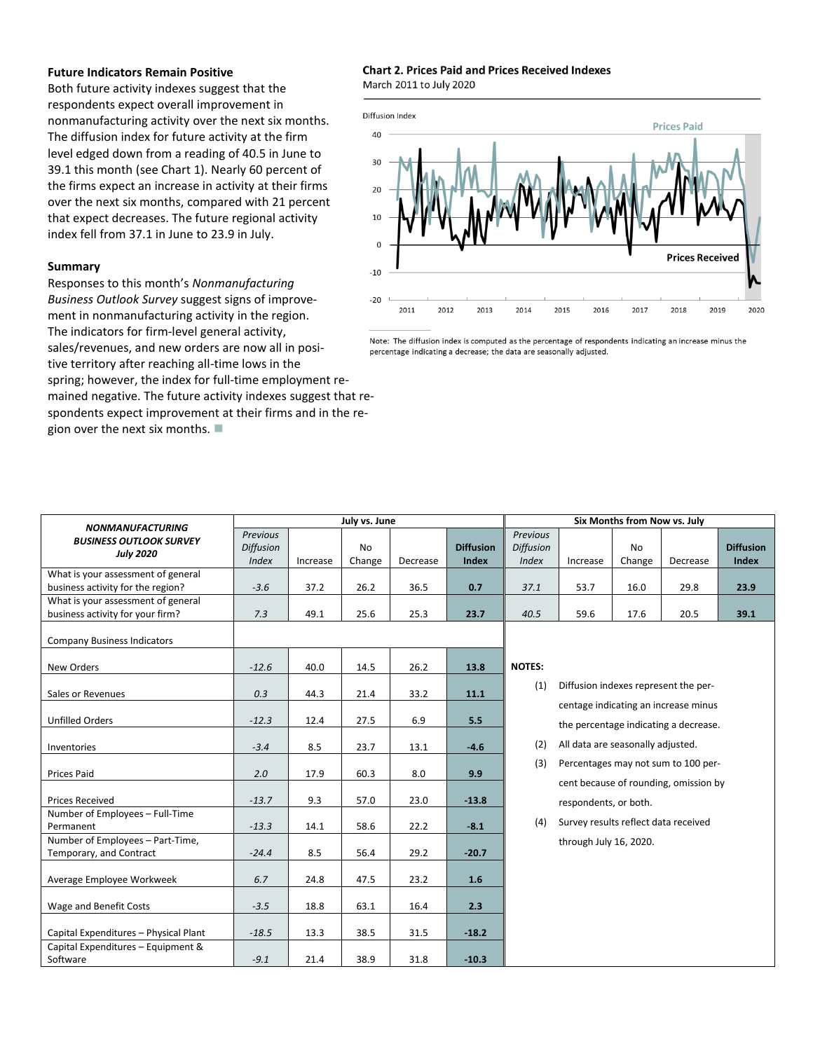### Future Indicators Remain Positive

Both future activity indexes suggest that the respondents expect overall improvement in nonmanufacturing activity over the next six months. The diffusion index for future activity at the firm level edged down from a reading of 40.5 in June to 39.1 this month (see Chart 1). Nearly 60 percent of the firms expect an increase in activity at their firms over the next six months, compared with 21 percent that expect decreases. The future regional activity index fell from 37.1 in June to 23.9 in July.

### Summary

Responses to this month's *Nonmanufacturing Business Outlook Survey* suggest signs of improvement in nonmanufacturing activity in the region. The indicators for firm-level general activity, sales/revenues, and new orders are now all in positive territory after reaching all-time lows in the spring; however, the index for full-time employment remained negative. The future activity indexes suggest that respondents expect improvement at their firms and in the region over the next six months.

**Chart 2. Prices Paid and Prices Received Indexes**
March 2011 to July 2020

Diffusion Index
40
30
20
10
0
-10
-20
2011 2012 2013 2014 2015 2016 2017 2018 2019 2020
Prices Paid
Prices Received

Note: The diffusion index is computed as the percentage of respondents indicating an increase minus the percentage indicating a decrease; the data are seasonally adjusted.

| ***NONMANUFACTURING BUSINESS OUTLOOK SURVEY July 2020*** | July vs. June | | | | | Six Months from Now vs. July | | | | |
|---|---|---|---|---|---|---|---|---|---|---|
| | *Previous Diffusion Index* | Increase | No Change | Decrease | **Diffusion Index** | *Previous Diffusion Index* | Increase | No Change | Decrease | **Diffusion Index** |
| What is your assessment of general business activity for the region? | *-3.6* | 37.2 | 26.2 | 36.5 | **0.7** | *37.1* | 53.7 | 16.0 | 29.8 | **23.9** |
| What is your assessment of general business activity for your firm? | *7.3* | 49.1 | 25.6 | 25.3 | **23.7** | *40.5* | 59.6 | 17.6 | 20.5 | **39.1** |
| Company Business Indicators | | | | | | | | | | |
| New Orders | *-12.6* | 40.0 | 14.5 | 26.2 | **13.8** | | | | | |
| Sales or Revenues | *0.3* | 44.3 | 21.4 | 33.2 | **11.1** | | | | | |
| Unfilled Orders | *-12.3* | 12.4 | 27.5 | 6.9 | **5.5** | | | | | |
| Inventories | *-3.4* | 8.5 | 23.7 | 13.1 | **-4.6** | | | | | |
| Prices Paid | *2.0* | 17.9 | 60.3 | 8.0 | **9.9** | | | | | |
| Prices Received | *-13.7* | 9.3 | 57.0 | 23.0 | **-13.8** | | | | | |
| Number of Employees – Full-Time Permanent | *-13.3* | 14.1 | 58.6 | 22.2 | **-8.1** | | | | | |
| Number of Employees – Part-Time, Temporary, and Contract | *-24.4* | 8.5 | 56.4 | 29.2 | **-20.7** | | | | | |
| Average Employee Workweek | *6.7* | 24.8 | 47.5 | 23.2 | **1.6** | | | | | |
| Wage and Benefit Costs | *-3.5* | 18.8 | 63.1 | 16.4 | **2.3** | | | | | |
| Capital Expenditures – Physical Plant | *-18.5* | 13.3 | 38.5 | 31.5 | **-18.2** | | | | | |
| Capital Expenditures – Equipment & Software | *-9.1* | 21.4 | 38.9 | 31.8 | **-10.3** | | | | | |

**NOTES:**

(1) Diffusion indexes represent the percentage indicating an increase minus the percentage indicating a decrease.

(2) All data are seasonally adjusted.

(3) Percentages may not sum to 100 percent because of rounding, omission by respondents, or both.

(4) Survey results reflect data received through July 16, 2020.